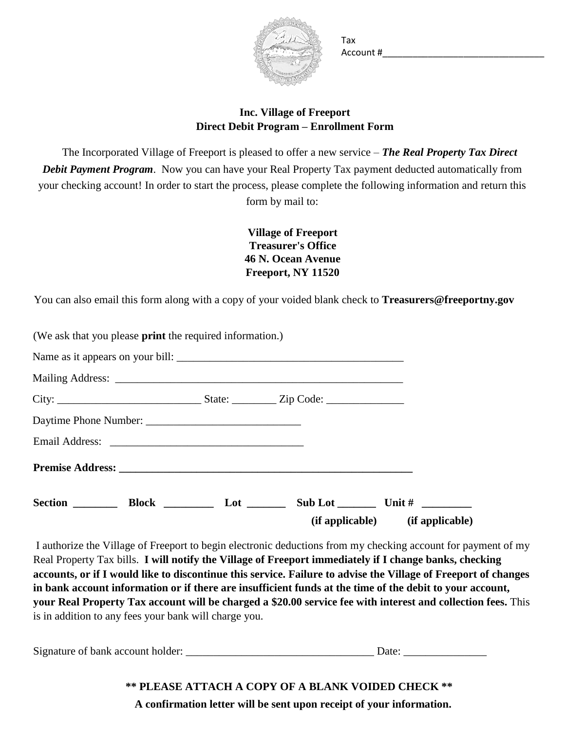Tax Account #________________________________

**Inc. Village of Freeport**
**Direct Debit Program – Enrollment Form**

The Incorporated Village of Freeport is pleased to offer a new service – ***The Real Property Tax Direct Debit Payment Program***. Now you can have your Real Property Tax payment deducted automatically from your checking account! In order to start the process, please complete the following information and return this form by mail to:

**Village of Freeport**
**Treasurer's Office**
**46 N. Ocean Avenue**
**Freeport, NY 11520**

You can also email this form along with a copy of your voided blank check to **Treasurers@freeportny.gov**

(We ask that you please **print** the required information.)

Name as it appears on your bill: __________________________________________

Mailing Address: _______________________________________________________

City: __________________________ State: ________ Zip Code: ______________

Daytime Phone Number: ____________________________

Email Address: ___________________________________

**Premise Address: _______________________________________________________**

**Section ________ Block _________ Lot _______ Sub Lot _______ Unit # _________**
**(if applicable) (if applicable)**

I authorize the Village of Freeport to begin electronic deductions from my checking account for payment of my Real Property Tax bills. **I will notify the Village of Freeport immediately if I change banks, checking accounts, or if I would like to discontinue this service. Failure to advise the Village of Freeport of changes in bank account information or if there are insufficient funds at the time of the debit to your account, your Real Property Tax account will be charged a $20.00 service fee with interest and collection fees.** This is in addition to any fees your bank will charge you.

Signature of bank account holder: __________________________________ Date: _______________

**\*\* PLEASE ATTACH A COPY OF A BLANK VOIDED CHECK \*\***

**A confirmation letter will be sent upon receipt of your information.**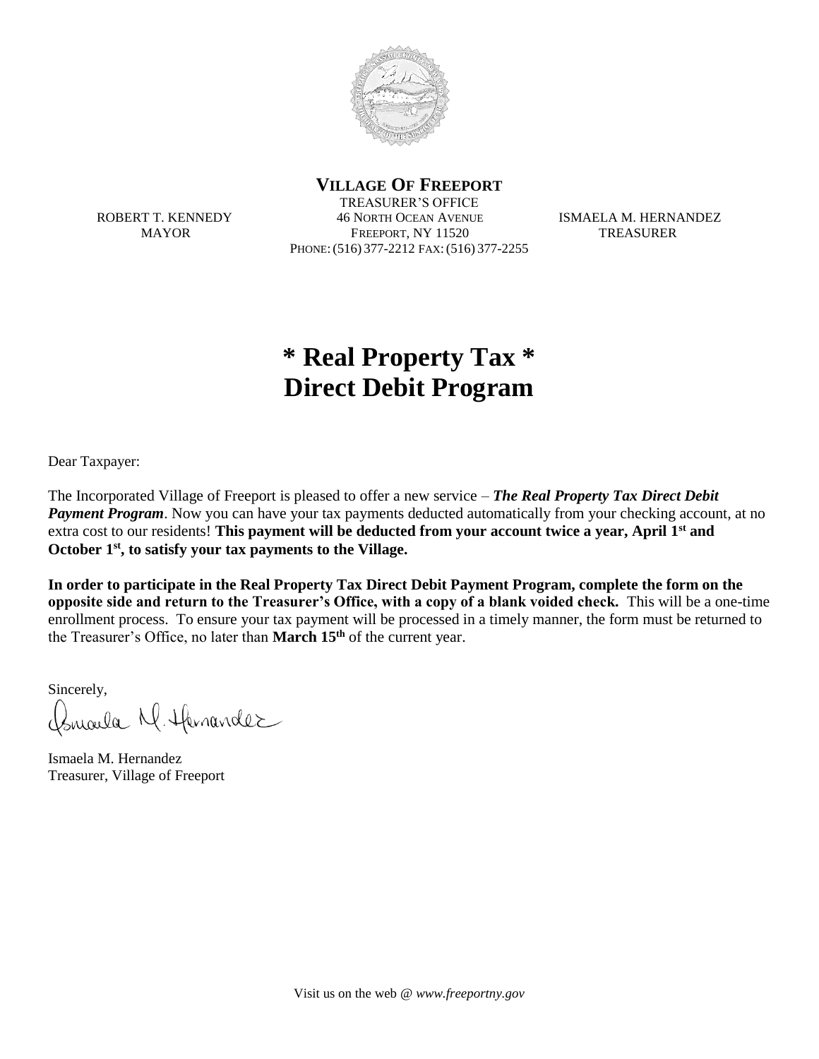**VILLAGE OF FREEPORT**
TREASURER'S OFFICE
46 NORTH OCEAN AVENUE
FREEPORT, NY 11520
PHONE: (516) 377-2212 FAX: (516) 377-2255

ROBERT T. KENNEDY
MAYOR

ISMAELA M. HERNANDEZ
TREASURER

# * Real Property Tax *
# Direct Debit Program

Dear Taxpayer:

The Incorporated Village of Freeport is pleased to offer a new service – ***The Real Property Tax Direct Debit Payment Program***. Now you can have your tax payments deducted automatically from your checking account, at no extra cost to our residents! **This payment will be deducted from your account twice a year, April 1st and October 1st, to satisfy your tax payments to the Village.**

**In order to participate in the Real Property Tax Direct Debit Payment Program, complete the form on the opposite side and return to the Treasurer's Office, with a copy of a blank voided check.** This will be a one-time enrollment process. To ensure your tax payment will be processed in a timely manner, the form must be returned to the Treasurer's Office, no later than **March 15th** of the current year.

Sincerely,

Ismaela M. Hernandez

Ismaela M. Hernandez
Treasurer, Village of Freeport

Visit us on the web @ *www.freeportny.gov*